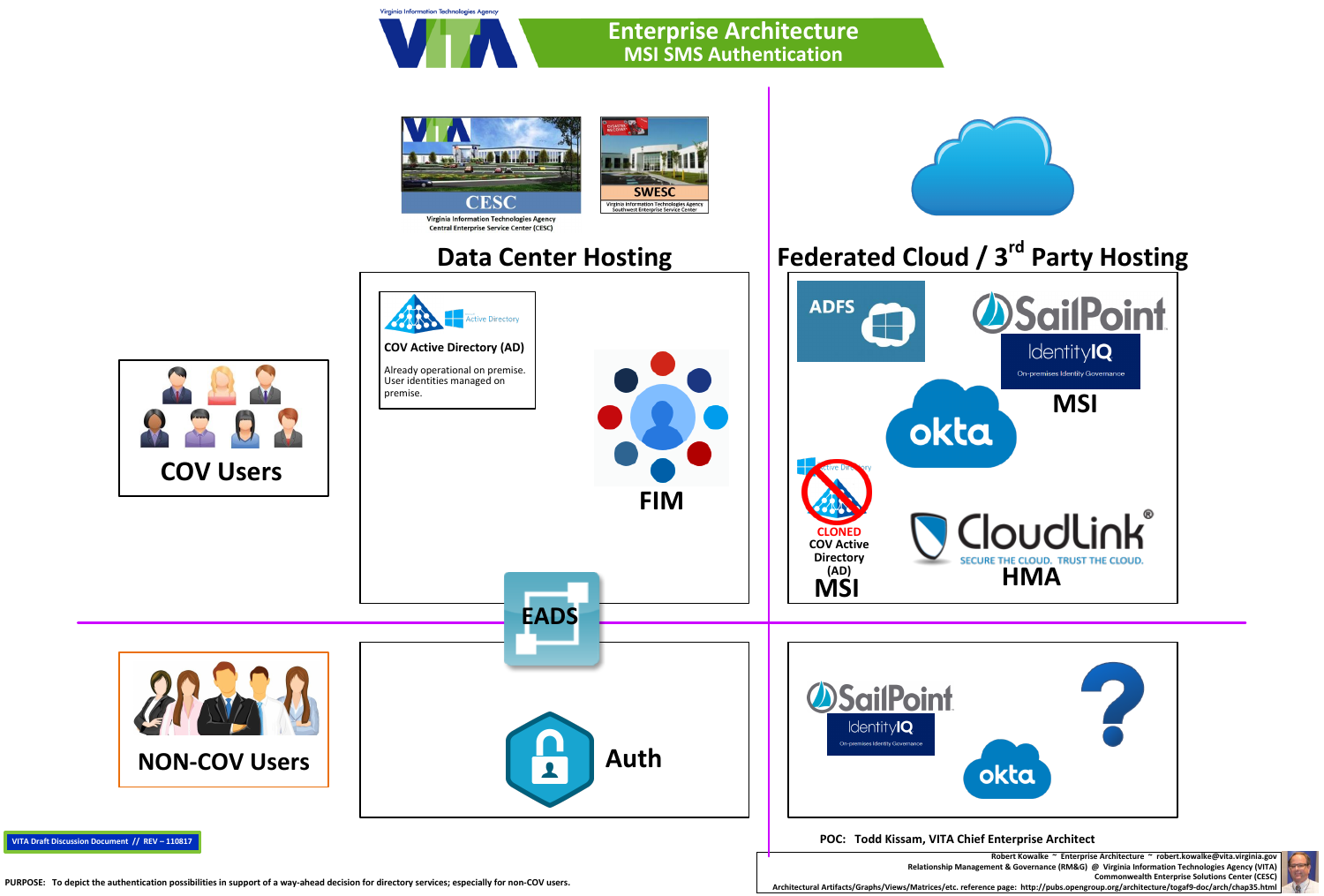Virginia Information Technologies Agency

# Enterprise Architecture
## MSI SMS Authentication

CESC
Virginia Information Technologies Agency
Central Enterprise Service Center (CESC)

SWESC
Virginia Information Technologies Agency
Southwest Enterprise Service Center

## Data Center Hosting

Active Directory

**COV Active Directory (AD)**

Already operational on premise. User identities managed on premise.

FIM

EADS

Auth

## Federated Cloud / 3rd Party Hosting

ADFS

SailPoint IdentityIQ On-premises Identity Governance

MSI

okta

Active Directory
CLONED
COV Active Directory (AD)
MSI

CloudLink® SECURE THE CLOUD. TRUST THE CLOUD.
HMA

SailPoint IdentityIQ On-premises Identity Governance

okta

?

COV Users

NON-COV Users

VITA Draft Discussion Document // REV – 110817

POC: Todd Kissam, VITA Chief Enterprise Architect

Robert Kowalke ~ Enterprise Architecture ~ robert.kowalke@vita.virginia.gov
Relationship Management & Governance (RM&G) @ Virginia Information Technologies Agency (VITA)
Commonwealth Enterprise Solutions Center (CESC)
Architectural Artifacts/Graphs/Views/Matrices/etc. reference page: http://pubs.opengroup.org/architecture/togaf9-doc/arch/chap35.html

PURPOSE: To depict the authentication possibilities in support of a way-ahead decision for directory services; especially for non-COV users.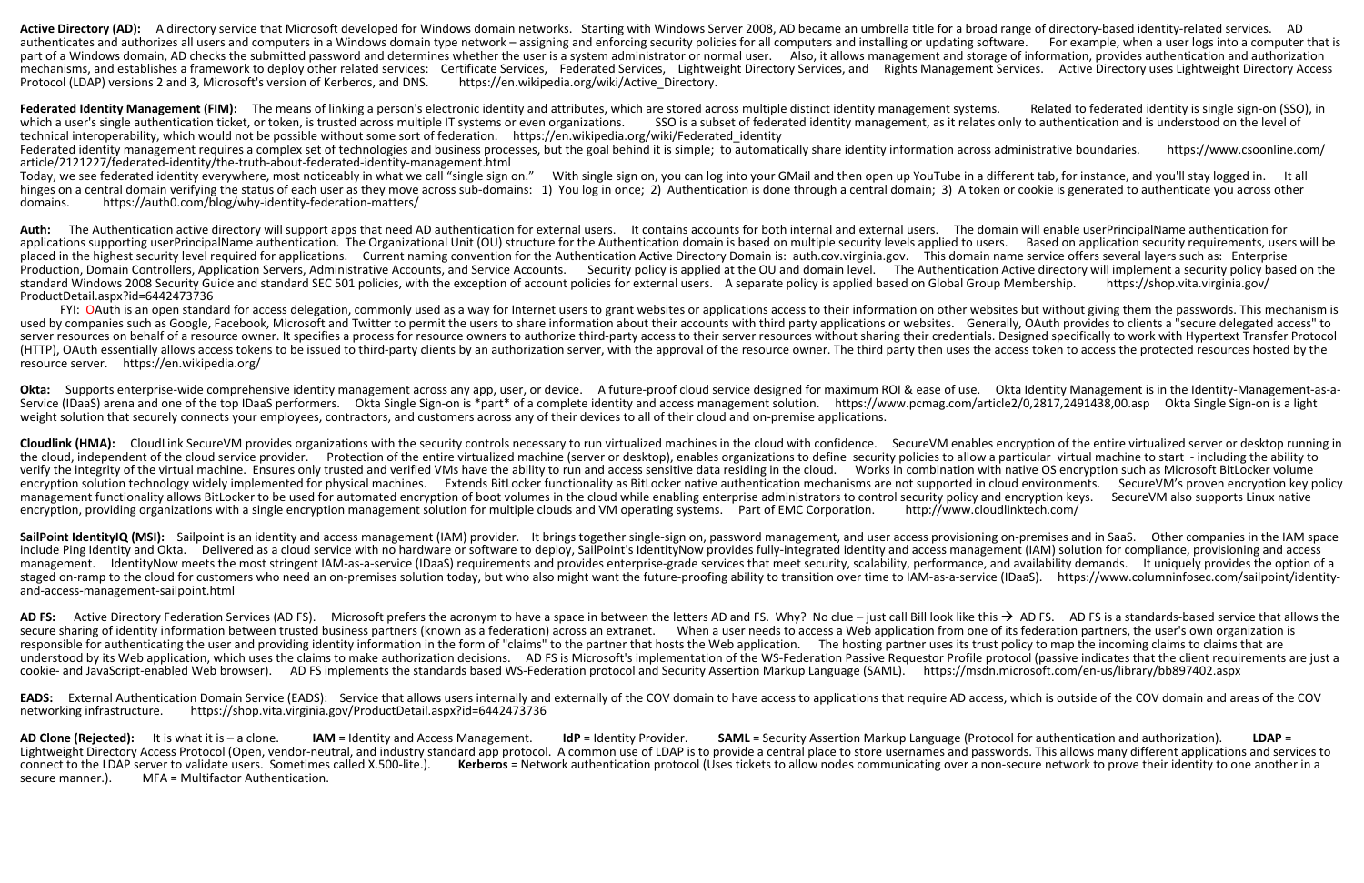**Active Directory (AD):** A directory service that Microsoft developed for Windows domain networks. Starting with Windows Server 2008, AD became an umbrella title for a broad range of directory-based identity-related services. AD authenticates and authorizes all users and computers in a Windows domain type network – assigning and enforcing security policies for all computers and installing or updating software. For example, when a user logs into a computer that is part of a Windows domain, AD checks the submitted password and determines whether the user is a system administrator or normal user. Also, it allows management and storage of information, provides authentication and authorization mechanisms, and establishes a framework to deploy other related services: Certificate Services, Federated Services, Lightweight Directory Services, and Rights Management Services. Active Directory uses Lightweight Directory Access Protocol (LDAP) versions 2 and 3, Microsoft's version of Kerberos, and DNS. https://en.wikipedia.org/wiki/Active_Directory.

**Federated Identity Management (FIM):** The means of linking a person's electronic identity and attributes, which are stored across multiple distinct identity management systems. Related to federated identity is single sign-on (SSO), in which a user's single authentication ticket, or token, is trusted across multiple IT systems or even organizations. SSO is a subset of federated identity management, as it relates only to authentication and is understood on the level of technical interoperability, which would not be possible without some sort of federation. https://en.wikipedia.org/wiki/Federated_identity
Federated identity management requires a complex set of technologies and business processes, but the goal behind it is simple; to automatically share identity information across administrative boundaries. https://www.csoonline.com/article/2121227/federated-identity/the-truth-about-federated-identity-management.html
Today, we see federated identity everywhere, most noticeably in what we call "single sign on." With single sign on, you can log into your GMail and then open up YouTube in a different tab, for instance, and you'll stay logged in. It all hinges on a central domain verifying the status of each user as they move across sub-domains: 1) You log in once; 2) Authentication is done through a central domain; 3) A token or cookie is generated to authenticate you across other domains. https://auth0.com/blog/why-identity-federation-matters/

**Auth:** The Authentication active directory will support apps that need AD authentication for external users. It contains accounts for both internal and external users. The domain will enable userPrincipalName authentication for applications supporting userPrincipalName authentication. The Organizational Unit (OU) structure for the Authentication domain is based on multiple security levels applied to users. Based on application security requirements, users will be placed in the highest security level required for applications. Current naming convention for the Authentication Active Directory Domain is: auth.cov.virginia.gov. This domain name service offers several layers such as: Enterprise Production, Domain Controllers, Application Servers, Administrative Accounts, and Service Accounts. Security policy is applied at the OU and domain level. The Authentication Active directory will implement a security policy based on the standard Windows 2008 Security Guide and standard SEC 501 policies, with the exception of account policies for external users. A separate policy is applied based on Global Group Membership. https://shop.vita.virginia.gov/ProductDetail.aspx?id=6442473736

FYI: OAuth is an open standard for access delegation, commonly used as a way for Internet users to grant websites or applications access to their information on other websites but without giving them the passwords. This mechanism is used by companies such as Google, Facebook, Microsoft and Twitter to permit the users to share information about their accounts with third party applications or websites. Generally, OAuth provides to clients a "secure delegated access" to server resources on behalf of a resource owner. It specifies a process for resource owners to authorize third-party access to their server resources without sharing their credentials. Designed specifically to work with Hypertext Transfer Protocol (HTTP), OAuth essentially allows access tokens to be issued to third-party clients by an authorization server, with the approval of the resource owner. The third party then uses the access token to access the protected resources hosted by the resource server. https://en.wikipedia.org/

**Okta:** Supports enterprise-wide comprehensive identity management across any app, user, or device. A future-proof cloud service designed for maximum ROI & ease of use. Okta Identity Management is in the Identity-Management-as-a-Service (IDaaS) arena and one of the top IDaaS performers. Okta Single Sign-on is *part* of a complete identity and access management solution. https://www.pcmag.com/article2/0,2817,2491438,00.asp Okta Single Sign-on is a light weight solution that securely connects your employees, contractors, and customers across any of their devices to all of their cloud and on-premise applications.

**Cloudlink (HMA):** CloudLink SecureVM provides organizations with the security controls necessary to run virtualized machines in the cloud with confidence. SecureVM enables encryption of the entire virtualized server or desktop running in the cloud, independent of the cloud service provider. Protection of the entire virtualized machine (server or desktop), enables organizations to define security policies to allow a particular virtual machine to start - including the ability to verify the integrity of the virtual machine. Ensures only trusted and verified VMs have the ability to run and access sensitive data residing in the cloud. Works in combination with native OS encryption such as Microsoft BitLocker volume encryption solution technology widely implemented for physical machines. Extends BitLocker functionality as BitLocker native authentication mechanisms are not supported in cloud environments. SecureVM's proven encryption key policy management functionality allows BitLocker to be used for automated encryption of boot volumes in the cloud while enabling enterprise administrators to control security policy and encryption keys. SecureVM also supports Linux native encryption, providing organizations with a single encryption management solution for multiple clouds and VM operating systems. Part of EMC Corporation. http://www.cloudlinktech.com/

**SailPoint IdentityIQ (MSI):** Sailpoint is an identity and access management (IAM) provider. It brings together single-sign on, password management, and user access provisioning on-premises and in SaaS. Other companies in the IAM space include Ping Identity and Okta. Delivered as a cloud service with no hardware or software to deploy, SailPoint's IdentityNow provides fully-integrated identity and access management (IAM) solution for compliance, provisioning and password management. IdentityNow meets the most stringent IAM-as-a-service (IDaaS) requirements and provides enterprise-grade services that meet security, scalability, performance, and availability demands. It uniquely provides the option of a staged on-ramp to the cloud for customers who need an on-premises solution today, but who also might want the future-proofing ability to transition over time to IAM-as-a-service (IDaaS). https://www.columninfosec.com/sailpoint/identity-and-access-management-sailpoint.html

**AD FS:** Active Directory Federation Services (AD FS). Microsoft prefers the acronym to have a space in between the letters AD and FS. Why? No clue – just call Bill look like this → AD FS. AD FS is a standards-based service that allows the secure sharing of identity information between trusted business partners (known as a federation) across an extranet. When a user needs to access a Web application from one of its federation partners, the user's own organization is responsible for authenticating the user and providing identity information in the form of "claims" to the partner that hosts the Web application. The hosting partner uses its trust policy to map the incoming claims to claims that are understood by its Web application, which uses the claims to make authorization decisions. AD FS is Microsoft's implementation of the WS-Federation Passive Requestor Profile protocol (passive indicates that the client requirements are just a cookie- and JavaScript-enabled Web browser). AD FS implements the standards based WS-Federation protocol and Security Assertion Markup Language (SAML). https://msdn.microsoft.com/en-us/library/bb897402.aspx

**EADS:** External Authentication Domain Service (EADS): Service that allows users internally and externally of the COV domain to have access to applications that require AD access, which is outside of the COV domain and areas of the COV networking infrastructure. https://shop.vita.virginia.gov/ProductDetail.aspx?id=6442473736

**AD Clone (Rejected):** It is what it is – a clone. **IAM** = Identity and Access Management. **IdP** = Identity Provider. **SAML** = Security Assertion Markup Language (Protocol for authentication and authorization). **LDAP** = Lightweight Directory Access Protocol (Open, vendor-neutral, and industry standard app protocol. A common use of LDAP is to provide a central place to store usernames and passwords. This allows many different applications and services to connect to the LDAP server to validate users. Sometimes called X.500-lite.). **Kerberos** = Network authentication protocol (Uses tickets to allow nodes communicating over a non-secure network to prove their identity to one another in a secure manner.). MFA = Multifactor Authentication.